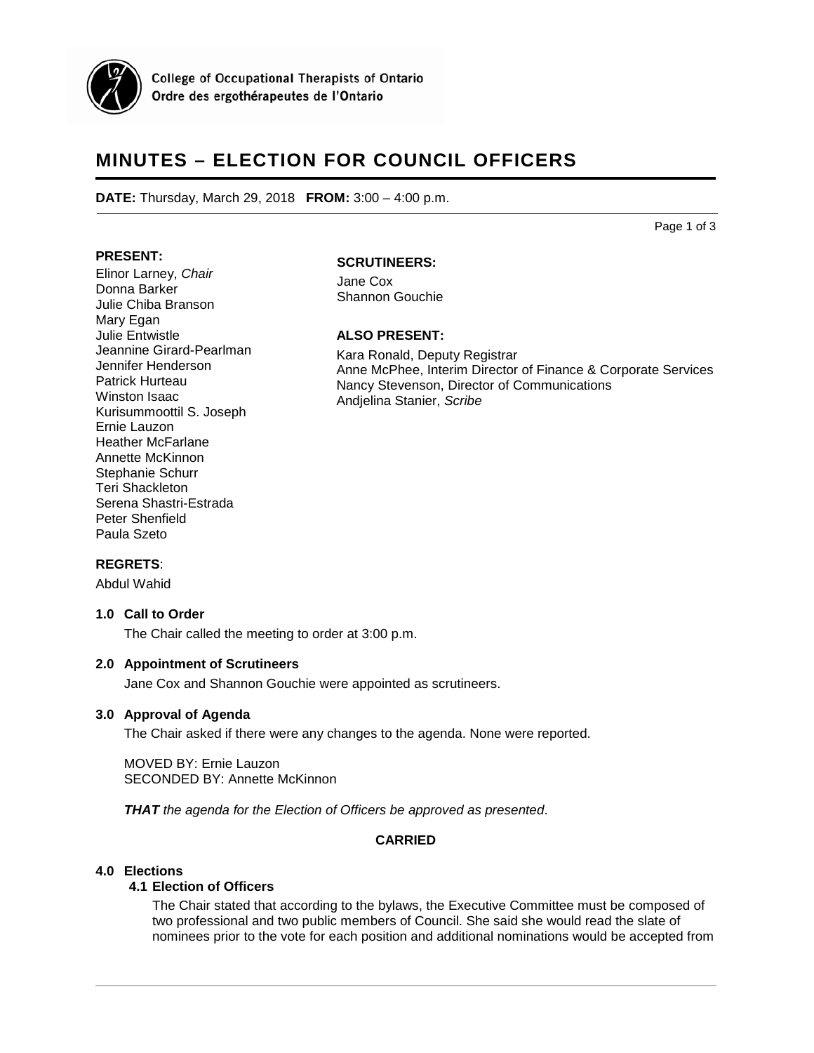College of Occupational Therapists of Ontario
Ordre des ergothérapeutes de l'Ontario

# MINUTES – ELECTION FOR COUNCIL OFFICERS

**DATE:** Thursday, March 29, 2018 **FROM:** 3:00 – 4:00 p.m.

**PRESENT:**

Elinor Larney, *Chair*
Donna Barker
Julie Chiba Branson
Mary Egan
Julie Entwistle
Jeannine Girard-Pearlman
Jennifer Henderson
Patrick Hurteau
Winston Isaac
Kurisummoottil S. Joseph
Ernie Lauzon
Heather McFarlane
Annette McKinnon
Stephanie Schurr
Teri Shackleton
Serena Shastri-Estrada
Peter Shenfield
Paula Szeto

**SCRUTINEERS:**

Jane Cox
Shannon Gouchie

**ALSO PRESENT:**

Kara Ronald, Deputy Registrar
Anne McPhee, Interim Director of Finance & Corporate Services
Nancy Stevenson, Director of Communications
Andjelina Stanier, *Scribe*

**REGRETS**:

Abdul Wahid

### 1.0 Call to Order

The Chair called the meeting to order at 3:00 p.m.

### 2.0 Appointment of Scrutineers

Jane Cox and Shannon Gouchie were appointed as scrutineers.

### 3.0 Approval of Agenda

The Chair asked if there were any changes to the agenda. None were reported.

MOVED BY: Ernie Lauzon
SECONDED BY: Annette McKinnon

***THAT*** *the agenda for the Election of Officers be approved as presented*.

**CARRIED**

### 4.0 Elections

#### 4.1 Election of Officers

The Chair stated that according to the bylaws, the Executive Committee must be composed of two professional and two public members of Council. She said she would read the slate of nominees prior to the vote for each position and additional nominations would be accepted from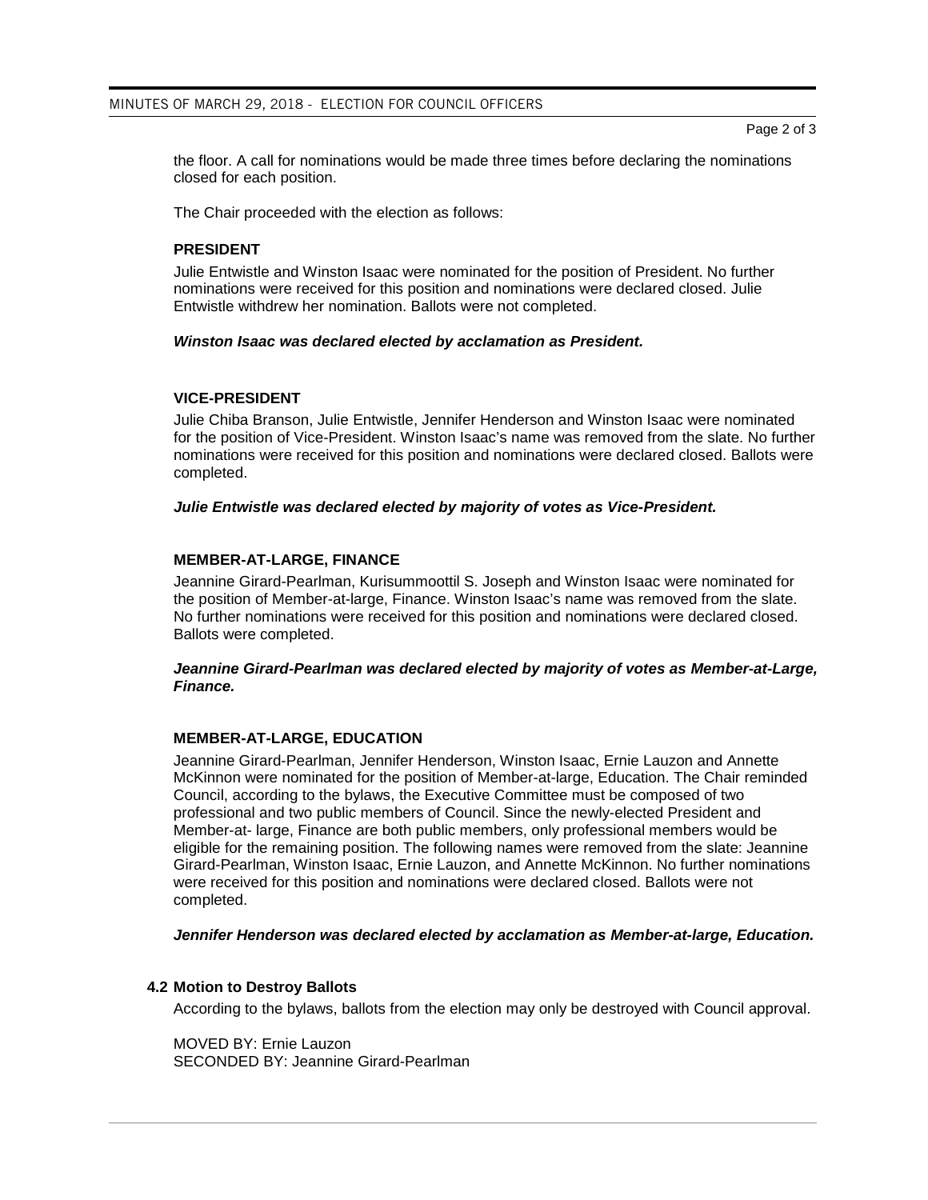the floor. A call for nominations would be made three times before declaring the nominations closed for each position.

The Chair proceeded with the election as follows:

**PRESIDENT**

Julie Entwistle and Winston Isaac were nominated for the position of President. No further nominations were received for this position and nominations were declared closed. Julie Entwistle withdrew her nomination. Ballots were not completed.

***Winston Isaac was declared elected by acclamation as President.***

**VICE-PRESIDENT**

Julie Chiba Branson, Julie Entwistle, Jennifer Henderson and Winston Isaac were nominated for the position of Vice-President. Winston Isaac's name was removed from the slate. No further nominations were received for this position and nominations were declared closed. Ballots were completed.

***Julie Entwistle was declared elected by majority of votes as Vice-President.***

**MEMBER-AT-LARGE, FINANCE**

Jeannine Girard-Pearlman, Kurisummoottil S. Joseph and Winston Isaac were nominated for the position of Member-at-large, Finance. Winston Isaac's name was removed from the slate. No further nominations were received for this position and nominations were declared closed. Ballots were completed.

***Jeannine Girard-Pearlman was declared elected by majority of votes as Member-at-Large, Finance.***

**MEMBER-AT-LARGE, EDUCATION**

Jeannine Girard-Pearlman, Jennifer Henderson, Winston Isaac, Ernie Lauzon and Annette McKinnon were nominated for the position of Member-at-large, Education. The Chair reminded Council, according to the bylaws, the Executive Committee must be composed of two professional and two public members of Council. Since the newly-elected President and Member-at- large, Finance are both public members, only professional members would be eligible for the remaining position. The following names were removed from the slate: Jeannine Girard-Pearlman, Winston Isaac, Ernie Lauzon, and Annette McKinnon. No further nominations were received for this position and nominations were declared closed. Ballots were not completed.

***Jennifer Henderson was declared elected by acclamation as Member-at-large, Education.***

**4.2 Motion to Destroy Ballots**

According to the bylaws, ballots from the election may only be destroyed with Council approval.

MOVED BY: Ernie Lauzon
SECONDED BY: Jeannine Girard-Pearlman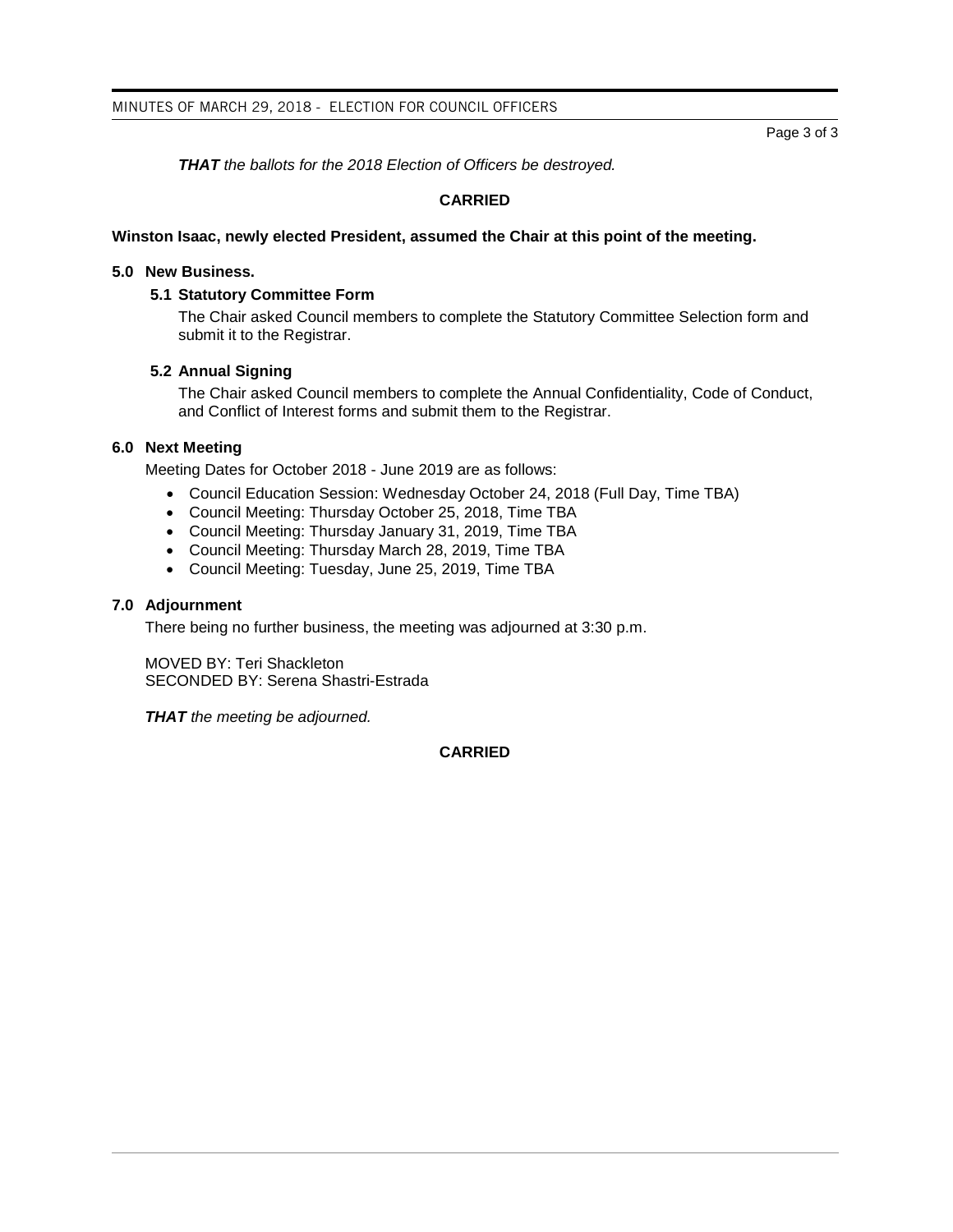***THAT*** *the ballots for the 2018 Election of Officers be destroyed.*

**CARRIED**

**Winston Isaac, newly elected President, assumed the Chair at this point of the meeting.**

## 5.0 New Business.

### 5.1 Statutory Committee Form

The Chair asked Council members to complete the Statutory Committee Selection form and submit it to the Registrar.

### 5.2 Annual Signing

The Chair asked Council members to complete the Annual Confidentiality, Code of Conduct, and Conflict of Interest forms and submit them to the Registrar.

## 6.0 Next Meeting

Meeting Dates for October 2018 - June 2019 are as follows:

- Council Education Session: Wednesday October 24, 2018 (Full Day, Time TBA)
- Council Meeting: Thursday October 25, 2018, Time TBA
- Council Meeting: Thursday January 31, 2019, Time TBA
- Council Meeting: Thursday March 28, 2019, Time TBA
- Council Meeting: Tuesday, June 25, 2019, Time TBA

## 7.0 Adjournment

There being no further business, the meeting was adjourned at 3:30 p.m.

MOVED BY: Teri Shackleton
SECONDED BY: Serena Shastri-Estrada

***THAT*** *the meeting be adjourned.*

**CARRIED**